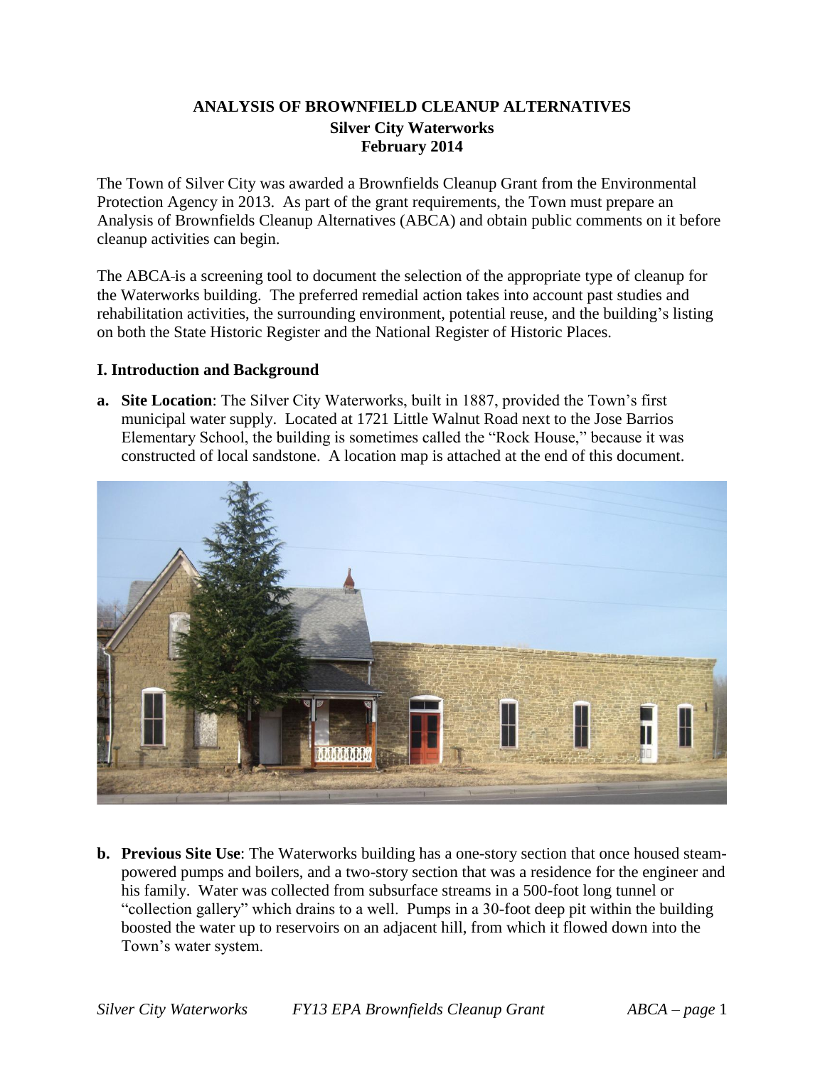# ANALYSIS OF BROWNFIELD CLEANUP ALTERNATIVES

## Silver City Waterworks
## February 2014

The Town of Silver City was awarded a Brownfields Cleanup Grant from the Environmental Protection Agency in 2013. As part of the grant requirements, the Town must prepare an Analysis of Brownfields Cleanup Alternatives (ABCA) and obtain public comments on it before cleanup activities can begin.

The ABCA is a screening tool to document the selection of the appropriate type of cleanup for the Waterworks building. The preferred remedial action takes into account past studies and rehabilitation activities, the surrounding environment, potential reuse, and the building's listing on both the State Historic Register and the National Register of Historic Places.

### I. Introduction and Background

**a. Site Location**: The Silver City Waterworks, built in 1887, provided the Town's first municipal water supply. Located at 1721 Little Walnut Road next to the Jose Barrios Elementary School, the building is sometimes called the "Rock House," because it was constructed of local sandstone. A location map is attached at the end of this document.

**b. Previous Site Use**: The Waterworks building has a one-story section that once housed steam-powered pumps and boilers, and a two-story section that was a residence for the engineer and his family. Water was collected from subsurface streams in a 500-foot long tunnel or "collection gallery" which drains to a well. Pumps in a 30-foot deep pit within the building boosted the water up to reservoirs on an adjacent hill, from which it flowed down into the Town's water system.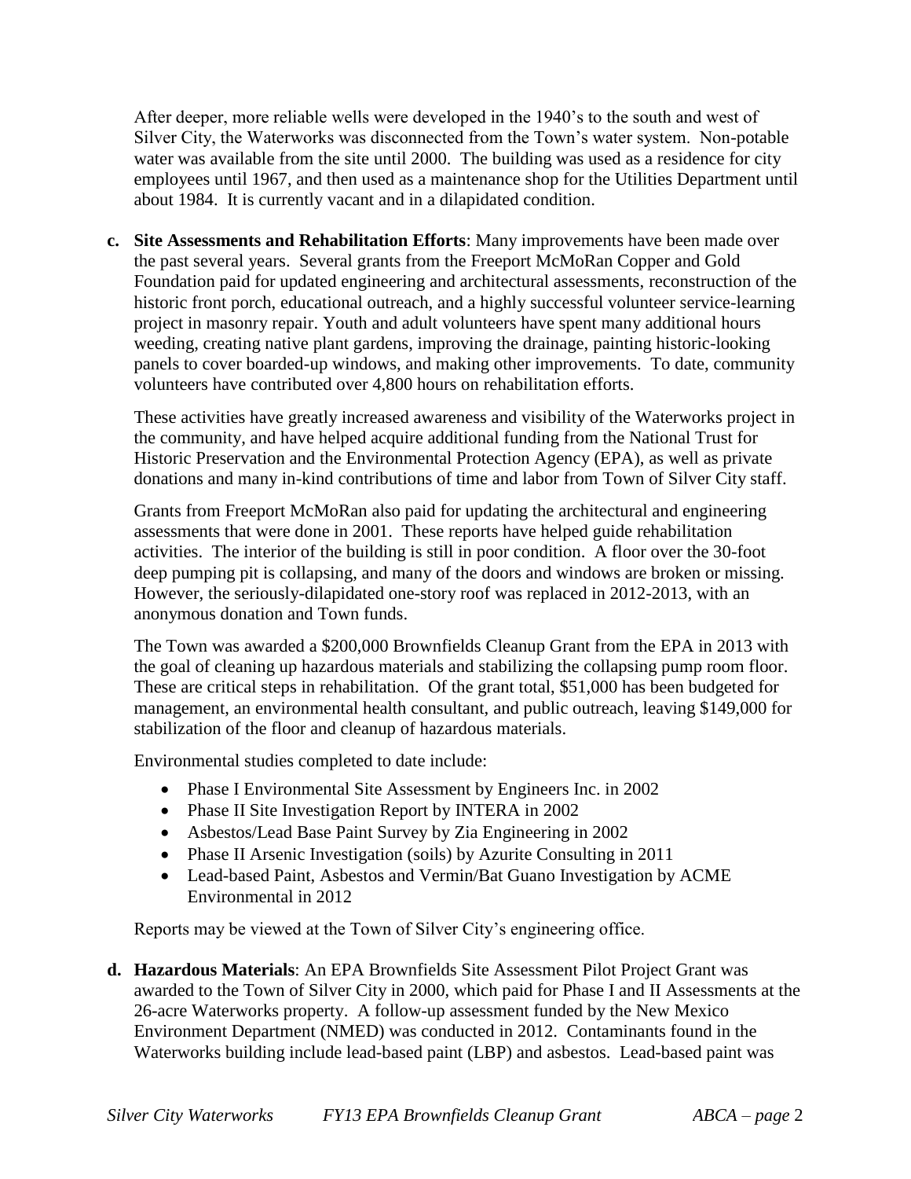After deeper, more reliable wells were developed in the 1940's to the south and west of Silver City, the Waterworks was disconnected from the Town's water system. Non-potable water was available from the site until 2000. The building was used as a residence for city employees until 1967, and then used as a maintenance shop for the Utilities Department until about 1984. It is currently vacant and in a dilapidated condition.

**c. Site Assessments and Rehabilitation Efforts**: Many improvements have been made over the past several years. Several grants from the Freeport McMoRan Copper and Gold Foundation paid for updated engineering and architectural assessments, reconstruction of the historic front porch, educational outreach, and a highly successful volunteer service-learning project in masonry repair. Youth and adult volunteers have spent many additional hours weeding, creating native plant gardens, improving the drainage, painting historic-looking panels to cover boarded-up windows, and making other improvements. To date, community volunteers have contributed over 4,800 hours on rehabilitation efforts.

These activities have greatly increased awareness and visibility of the Waterworks project in the community, and have helped acquire additional funding from the National Trust for Historic Preservation and the Environmental Protection Agency (EPA), as well as private donations and many in-kind contributions of time and labor from Town of Silver City staff.

Grants from Freeport McMoRan also paid for updating the architectural and engineering assessments that were done in 2001. These reports have helped guide rehabilitation activities. The interior of the building is still in poor condition. A floor over the 30-foot deep pumping pit is collapsing, and many of the doors and windows are broken or missing. However, the seriously-dilapidated one-story roof was replaced in 2012-2013, with an anonymous donation and Town funds.

The Town was awarded a $200,000 Brownfields Cleanup Grant from the EPA in 2013 with the goal of cleaning up hazardous materials and stabilizing the collapsing pump room floor. These are critical steps in rehabilitation. Of the grant total, $51,000 has been budgeted for management, an environmental health consultant, and public outreach, leaving $149,000 for stabilization of the floor and cleanup of hazardous materials.

Environmental studies completed to date include:

- Phase I Environmental Site Assessment by Engineers Inc. in 2002
- Phase II Site Investigation Report by INTERA in 2002
- Asbestos/Lead Base Paint Survey by Zia Engineering in 2002
- Phase II Arsenic Investigation (soils) by Azurite Consulting in 2011
- Lead-based Paint, Asbestos and Vermin/Bat Guano Investigation by ACME Environmental in 2012

Reports may be viewed at the Town of Silver City's engineering office.

**d. Hazardous Materials**: An EPA Brownfields Site Assessment Pilot Project Grant was awarded to the Town of Silver City in 2000, which paid for Phase I and II Assessments at the 26-acre Waterworks property. A follow-up assessment funded by the New Mexico Environment Department (NMED) was conducted in 2012. Contaminants found in the Waterworks building include lead-based paint (LBP) and asbestos. Lead-based paint was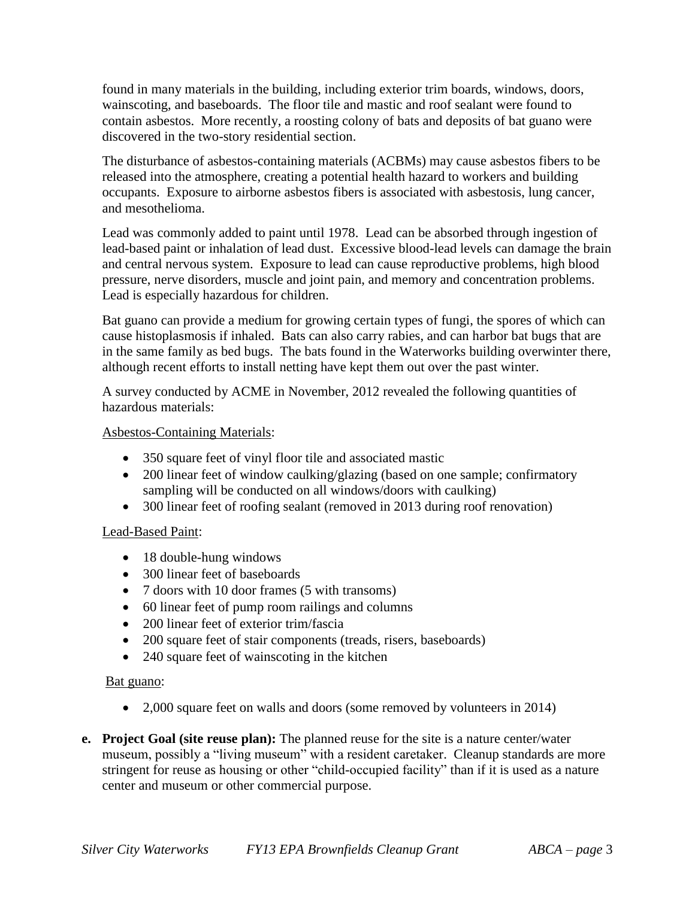found in many materials in the building, including exterior trim boards, windows, doors, wainscoting, and baseboards. The floor tile and mastic and roof sealant were found to contain asbestos. More recently, a roosting colony of bats and deposits of bat guano were discovered in the two-story residential section.

The disturbance of asbestos-containing materials (ACBMs) may cause asbestos fibers to be released into the atmosphere, creating a potential health hazard to workers and building occupants. Exposure to airborne asbestos fibers is associated with asbestosis, lung cancer, and mesothelioma.

Lead was commonly added to paint until 1978. Lead can be absorbed through ingestion of lead-based paint or inhalation of lead dust. Excessive blood-lead levels can damage the brain and central nervous system. Exposure to lead can cause reproductive problems, high blood pressure, nerve disorders, muscle and joint pain, and memory and concentration problems. Lead is especially hazardous for children.

Bat guano can provide a medium for growing certain types of fungi, the spores of which can cause histoplasmosis if inhaled. Bats can also carry rabies, and can harbor bat bugs that are in the same family as bed bugs. The bats found in the Waterworks building overwinter there, although recent efforts to install netting have kept them out over the past winter.

A survey conducted by ACME in November, 2012 revealed the following quantities of hazardous materials:

<u>Asbestos-Containing Materials</u>:

- 350 square feet of vinyl floor tile and associated mastic
- 200 linear feet of window caulking/glazing (based on one sample; confirmatory sampling will be conducted on all windows/doors with caulking)
- 300 linear feet of roofing sealant (removed in 2013 during roof renovation)

<u>Lead-Based Paint</u>:

- 18 double-hung windows
- 300 linear feet of baseboards
- 7 doors with 10 door frames (5 with transoms)
- 60 linear feet of pump room railings and columns
- 200 linear feet of exterior trim/fascia
- 200 square feet of stair components (treads, risers, baseboards)
- 240 square feet of wainscoting in the kitchen

<u>Bat guano</u>:

- 2,000 square feet on walls and doors (some removed by volunteers in 2014)

**e. Project Goal (site reuse plan):** The planned reuse for the site is a nature center/water museum, possibly a "living museum" with a resident caretaker. Cleanup standards are more stringent for reuse as housing or other "child-occupied facility" than if it is used as a nature center and museum or other commercial purpose.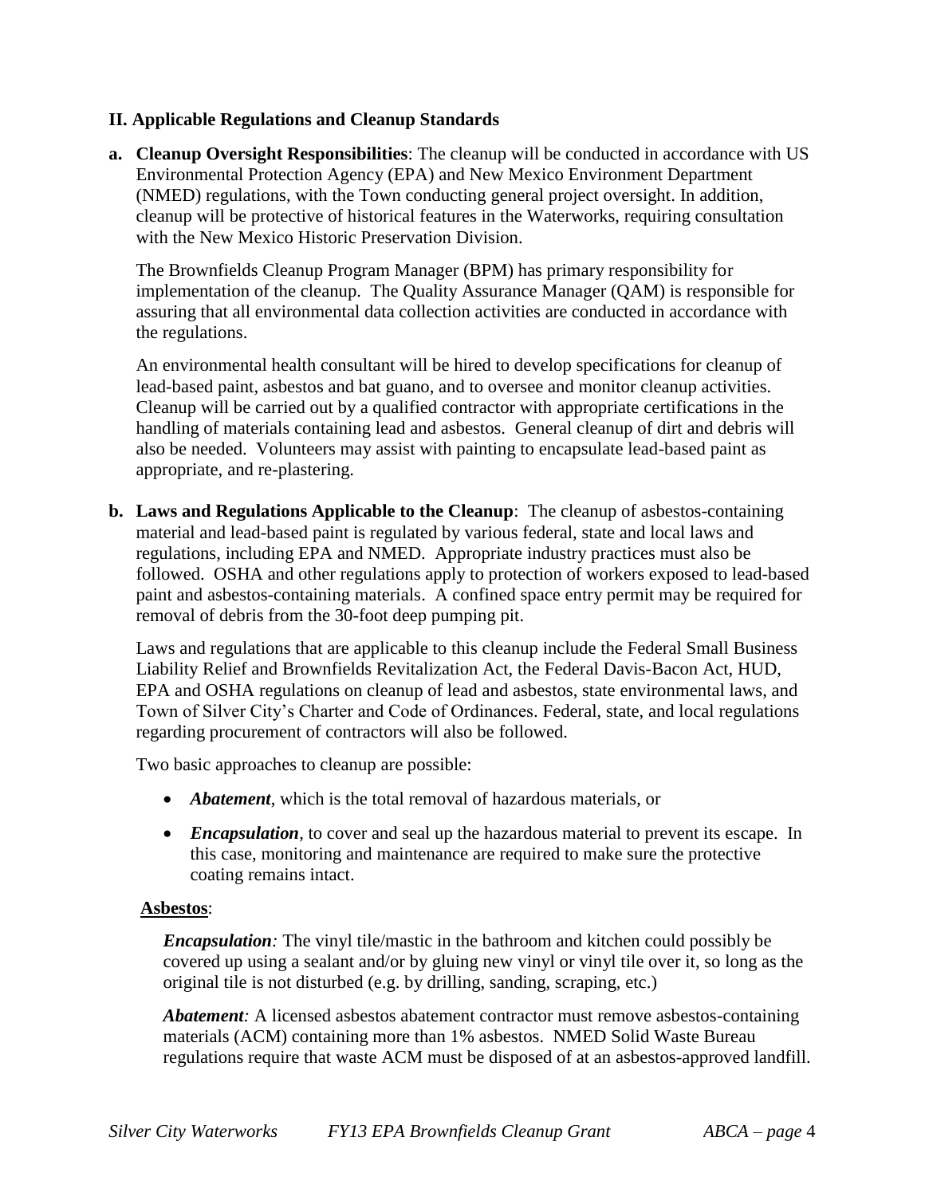## II. Applicable Regulations and Cleanup Standards

a. **Cleanup Oversight Responsibilities**: The cleanup will be conducted in accordance with US Environmental Protection Agency (EPA) and New Mexico Environment Department (NMED) regulations, with the Town conducting general project oversight. In addition, cleanup will be protective of historical features in the Waterworks, requiring consultation with the New Mexico Historic Preservation Division.

   The Brownfields Cleanup Program Manager (BPM) has primary responsibility for implementation of the cleanup. The Quality Assurance Manager (QAM) is responsible for assuring that all environmental data collection activities are conducted in accordance with the regulations.

   An environmental health consultant will be hired to develop specifications for cleanup of lead-based paint, asbestos and bat guano, and to oversee and monitor cleanup activities. Cleanup will be carried out by a qualified contractor with appropriate certifications in the handling of materials containing lead and asbestos. General cleanup of dirt and debris will also be needed. Volunteers may assist with painting to encapsulate lead-based paint as appropriate, and re-plastering.

b. **Laws and Regulations Applicable to the Cleanup**: The cleanup of asbestos-containing material and lead-based paint is regulated by various federal, state and local laws and regulations, including EPA and NMED. Appropriate industry practices must also be followed. OSHA and other regulations apply to protection of workers exposed to lead-based paint and asbestos-containing materials. A confined space entry permit may be required for removal of debris from the 30-foot deep pumping pit.

   Laws and regulations that are applicable to this cleanup include the Federal Small Business Liability Relief and Brownfields Revitalization Act, the Federal Davis-Bacon Act, HUD, EPA and OSHA regulations on cleanup of lead and asbestos, state environmental laws, and Town of Silver City's Charter and Code of Ordinances. Federal, state, and local regulations regarding procurement of contractors will also be followed.

   Two basic approaches to cleanup are possible:

   - ***Abatement***, which is the total removal of hazardous materials, or
   - ***Encapsulation***, to cover and seal up the hazardous material to prevent its escape. In this case, monitoring and maintenance are required to make sure the protective coating remains intact.

   **Asbestos**:

   ***Encapsulation**:* The vinyl tile/mastic in the bathroom and kitchen could possibly be covered up using a sealant and/or by gluing new vinyl or vinyl tile over it, so long as the original tile is not disturbed (e.g. by drilling, sanding, scraping, etc.)

   ***Abatement**:* A licensed asbestos abatement contractor must remove asbestos-containing materials (ACM) containing more than 1% asbestos. NMED Solid Waste Bureau regulations require that waste ACM must be disposed of at an asbestos-approved landfill.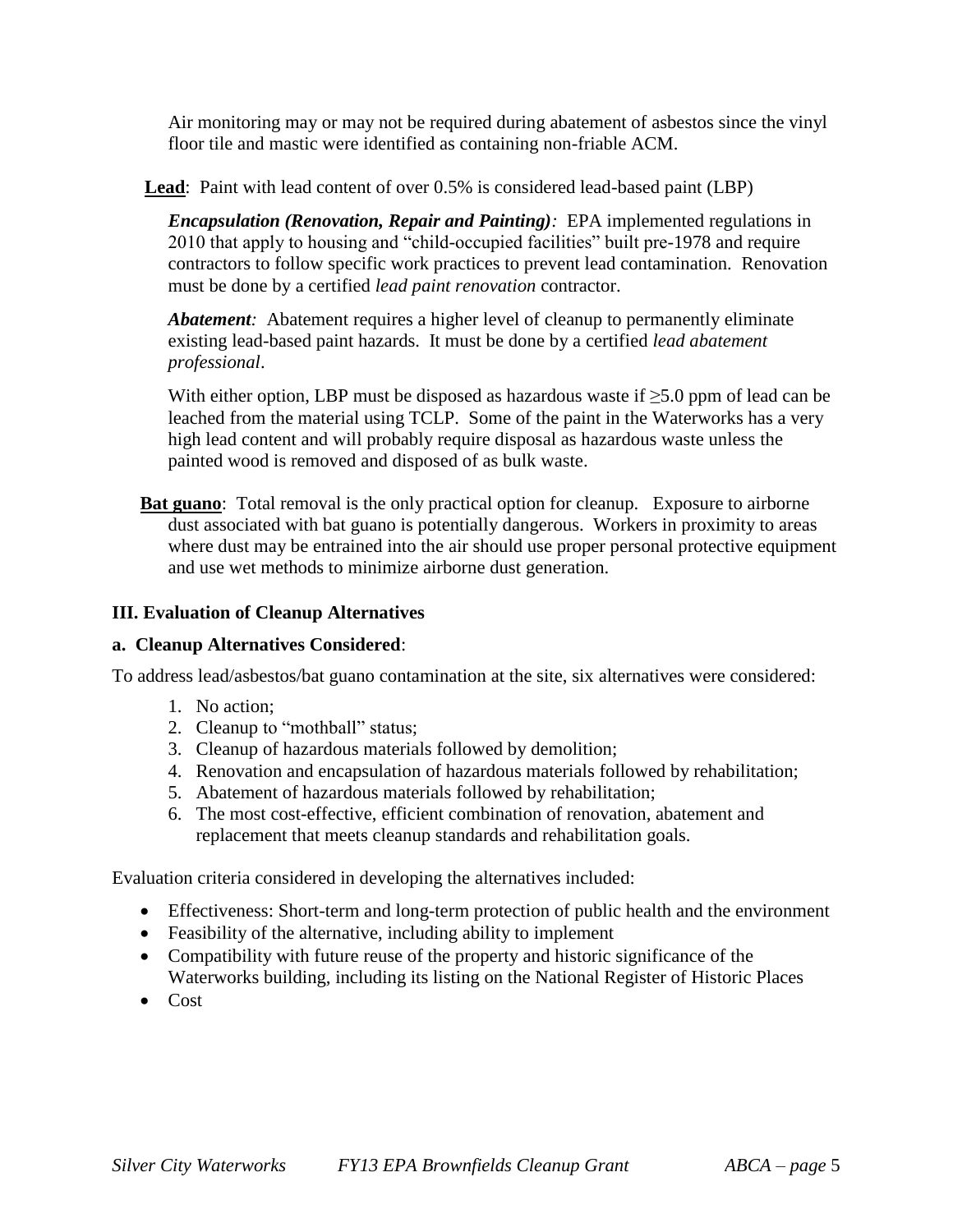Air monitoring may or may not be required during abatement of asbestos since the vinyl floor tile and mastic were identified as containing non-friable ACM.

**Lead**: Paint with lead content of over 0.5% is considered lead-based paint (LBP)

***Encapsulation (Renovation, Repair and Painting):*** EPA implemented regulations in 2010 that apply to housing and "child-occupied facilities" built pre-1978 and require contractors to follow specific work practices to prevent lead contamination. Renovation must be done by a certified *lead paint renovation* contractor.

***Abatement:*** Abatement requires a higher level of cleanup to permanently eliminate existing lead-based paint hazards. It must be done by a certified *lead abatement professional*.

With either option, LBP must be disposed as hazardous waste if $\geq$5.0 ppm of lead can be leached from the material using TCLP. Some of the paint in the Waterworks has a very high lead content and will probably require disposal as hazardous waste unless the painted wood is removed and disposed of as bulk waste.

**Bat guano**: Total removal is the only practical option for cleanup. Exposure to airborne dust associated with bat guano is potentially dangerous. Workers in proximity to areas where dust may be entrained into the air should use proper personal protective equipment and use wet methods to minimize airborne dust generation.

## III. Evaluation of Cleanup Alternatives

### a. Cleanup Alternatives Considered:

To address lead/asbestos/bat guano contamination at the site, six alternatives were considered:

1. No action;
2. Cleanup to "mothball" status;
3. Cleanup of hazardous materials followed by demolition;
4. Renovation and encapsulation of hazardous materials followed by rehabilitation;
5. Abatement of hazardous materials followed by rehabilitation;
6. The most cost-effective, efficient combination of renovation, abatement and replacement that meets cleanup standards and rehabilitation goals.

Evaluation criteria considered in developing the alternatives included:

- Effectiveness: Short-term and long-term protection of public health and the environment
- Feasibility of the alternative, including ability to implement
- Compatibility with future reuse of the property and historic significance of the Waterworks building, including its listing on the National Register of Historic Places
- Cost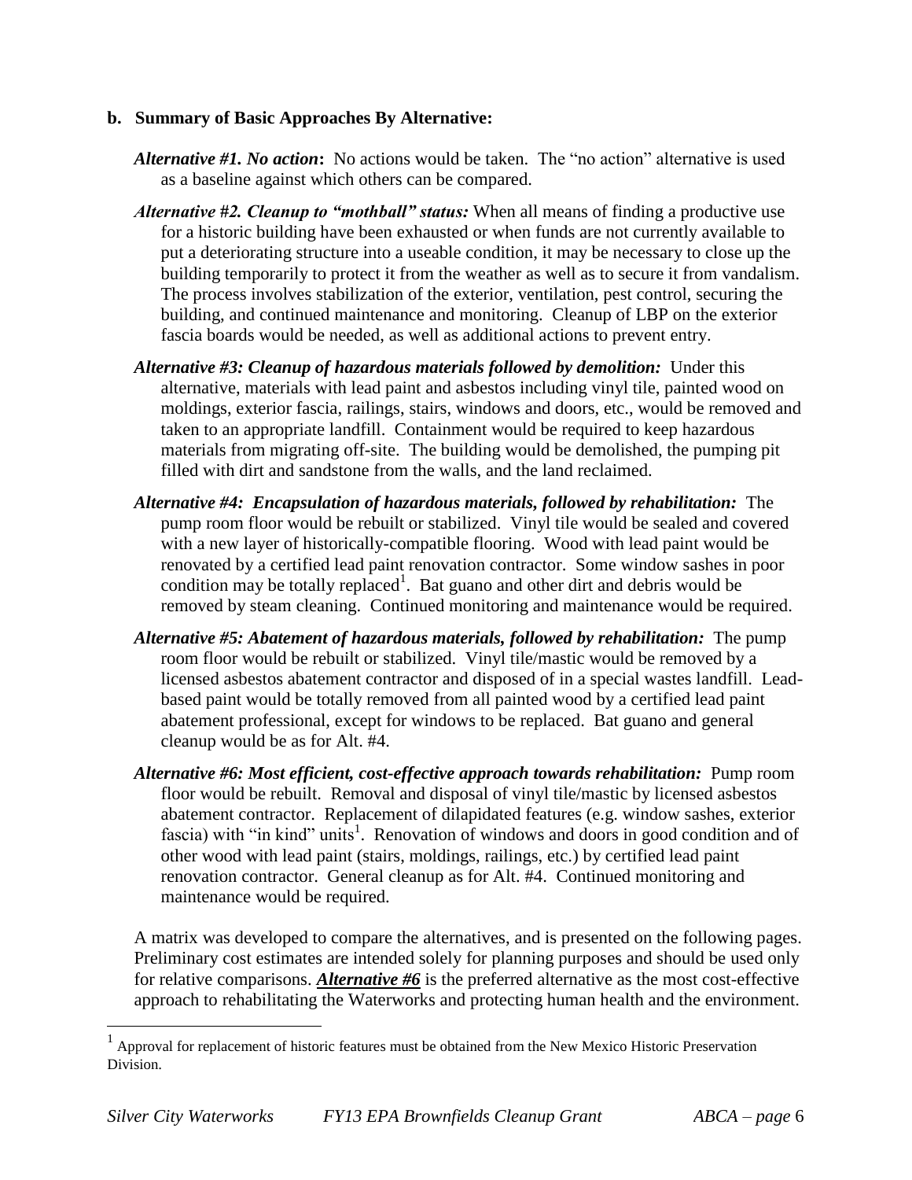### b. Summary of Basic Approaches By Alternative:

***Alternative #1. No action*:** No actions would be taken. The "no action" alternative is used as a baseline against which others can be compared.

***Alternative #2. Cleanup to "mothball" status:*** When all means of finding a productive use for a historic building have been exhausted or when funds are not currently available to put a deteriorating structure into a useable condition, it may be necessary to close up the building temporarily to protect it from the weather as well as to secure it from vandalism. The process involves stabilization of the exterior, ventilation, pest control, securing the building, and continued maintenance and monitoring. Cleanup of LBP on the exterior fascia boards would be needed, as well as additional actions to prevent entry.

***Alternative #3: Cleanup of hazardous materials followed by demolition:*** Under this alternative, materials with lead paint and asbestos including vinyl tile, painted wood on moldings, exterior fascia, railings, stairs, windows and doors, etc., would be removed and taken to an appropriate landfill. Containment would be required to keep hazardous materials from migrating off-site. The building would be demolished, the pumping pit filled with dirt and sandstone from the walls, and the land reclaimed.

***Alternative #4: Encapsulation of hazardous materials, followed by rehabilitation:*** The pump room floor would be rebuilt or stabilized. Vinyl tile would be sealed and covered with a new layer of historically-compatible flooring. Wood with lead paint would be renovated by a certified lead paint renovation contractor. Some window sashes in poor condition may be totally replaced[1]. Bat guano and other dirt and debris would be removed by steam cleaning. Continued monitoring and maintenance would be required.

***Alternative #5: Abatement of hazardous materials, followed by rehabilitation:*** The pump room floor would be rebuilt or stabilized. Vinyl tile/mastic would be removed by a licensed asbestos abatement contractor and disposed of in a special wastes landfill. Lead-based paint would be totally removed from all painted wood by a certified lead paint abatement professional, except for windows to be replaced. Bat guano and general cleanup would be as for Alt. #4.

***Alternative #6: Most efficient, cost-effective approach towards rehabilitation:*** Pump room floor would be rebuilt. Removal and disposal of vinyl tile/mastic by licensed asbestos abatement contractor. Replacement of dilapidated features (e.g. window sashes, exterior fascia) with "in kind" units[1]. Renovation of windows and doors in good condition and of other wood with lead paint (stairs, moldings, railings, etc.) by certified lead paint renovation contractor. General cleanup as for Alt. #4. Continued monitoring and maintenance would be required.

A matrix was developed to compare the alternatives, and is presented on the following pages. Preliminary cost estimates are intended solely for planning purposes and should be used only for relative comparisons. ***Alternative #6*** is the preferred alternative as the most cost-effective approach to rehabilitating the Waterworks and protecting human health and the environment.

---

[1] Approval for replacement of historic features must be obtained from the New Mexico Historic Preservation Division.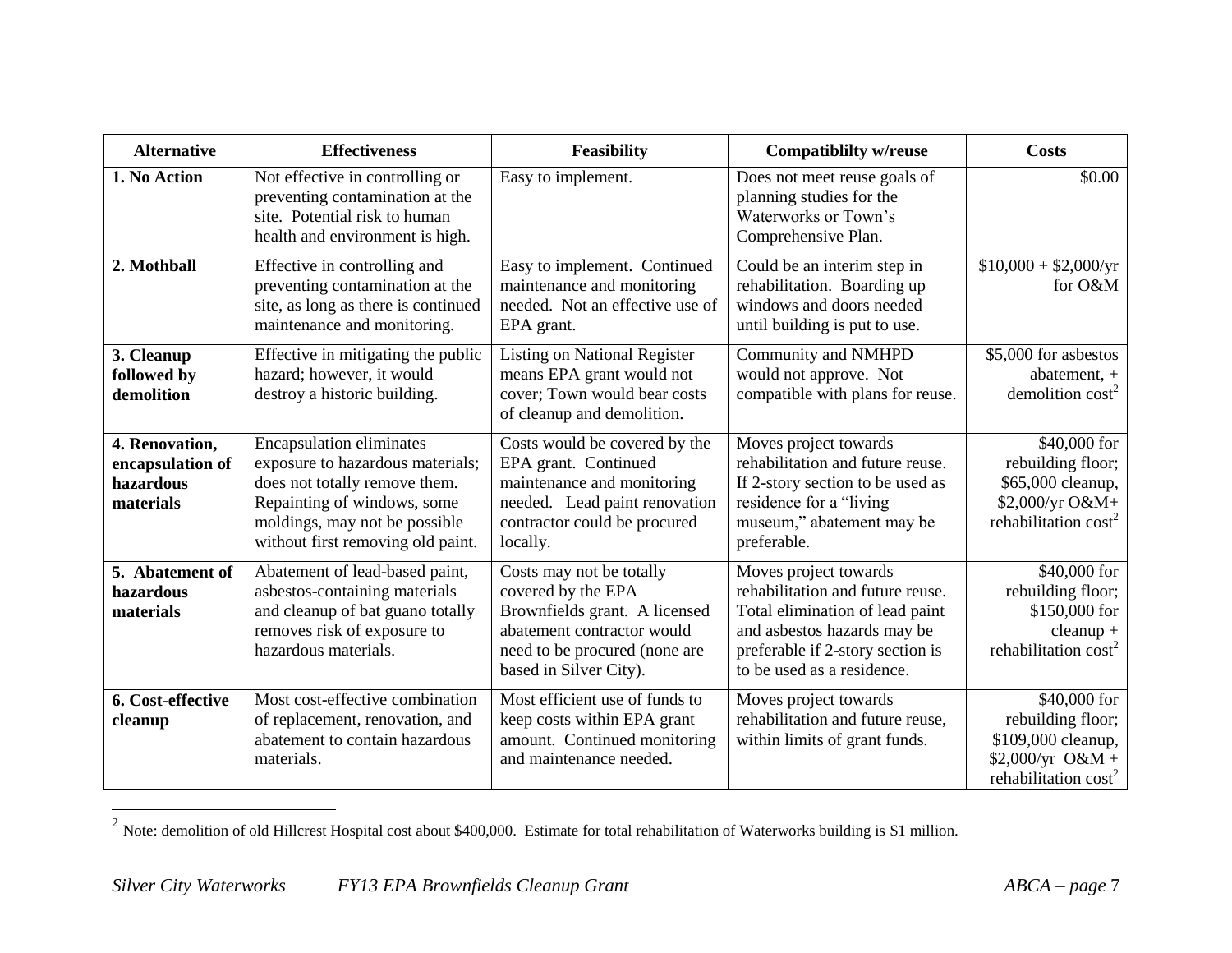| Alternative | Effectiveness | Feasibility | Compatiblilty w/reuse | Costs |
| --- | --- | --- | --- | --- |
| **1. No Action** | Not effective in controlling or preventing contamination at the site. Potential risk to human health and environment is high. | Easy to implement. | Does not meet reuse goals of planning studies for the Waterworks or Town's Comprehensive Plan. | $0.00 |
| **2. Mothball** | Effective in controlling and preventing contamination at the site, as long as there is continued maintenance and monitoring. | Easy to implement. Continued maintenance and monitoring needed. Not an effective use of EPA grant. | Could be an interim step in rehabilitation. Boarding up windows and doors needed until building is put to use. | $10,000 + $2,000/yr for O&M |
| **3. Cleanup followed by demolition** | Effective in mitigating the public hazard; however, it would destroy a historic building. | Listing on National Register means EPA grant would not cover; Town would bear costs of cleanup and demolition. | Community and NMHPD would not approve. Not compatible with plans for reuse. | $5,000 for asbestos abatement, + demolition cost[2] |
| **4. Renovation, encapsulation of hazardous materials** | Encapsulation eliminates exposure to hazardous materials; does not totally remove them. Repainting of windows, some moldings, may not be possible without first removing old paint. | Costs would be covered by the EPA grant. Continued maintenance and monitoring needed. Lead paint renovation contractor could be procured locally. | Moves project towards rehabilitation and future reuse. If 2-story section to be used as residence for a "living museum," abatement may be preferable. | $40,000 for rebuilding floor; $65,000 cleanup, $2,000/yr O&M+ rehabilitation cost[2] |
| **5. Abatement of hazardous materials** | Abatement of lead-based paint, asbestos-containing materials and cleanup of bat guano totally removes risk of exposure to hazardous materials. | Costs may not be totally covered by the EPA Brownfields grant. A licensed abatement contractor would need to be procured (none are based in Silver City). | Moves project towards rehabilitation and future reuse. Total elimination of lead paint and asbestos hazards may be preferable if 2-story section is to be used as a residence. | $40,000 for rebuilding floor; $150,000 for cleanup + rehabilitation cost[2] |
| **6. Cost-effective cleanup** | Most cost-effective combination of replacement, renovation, and abatement to contain hazardous materials. | Most efficient use of funds to keep costs within EPA grant amount. Continued monitoring and maintenance needed. | Moves project towards rehabilitation and future reuse, within limits of grant funds. | $40,000 for rebuilding floor; $109,000 cleanup, $2,000/yr O&M + rehabilitation cost[2] |

[2] Note: demolition of old Hillcrest Hospital cost about $400,000. Estimate for total rehabilitation of Waterworks building is $1 million.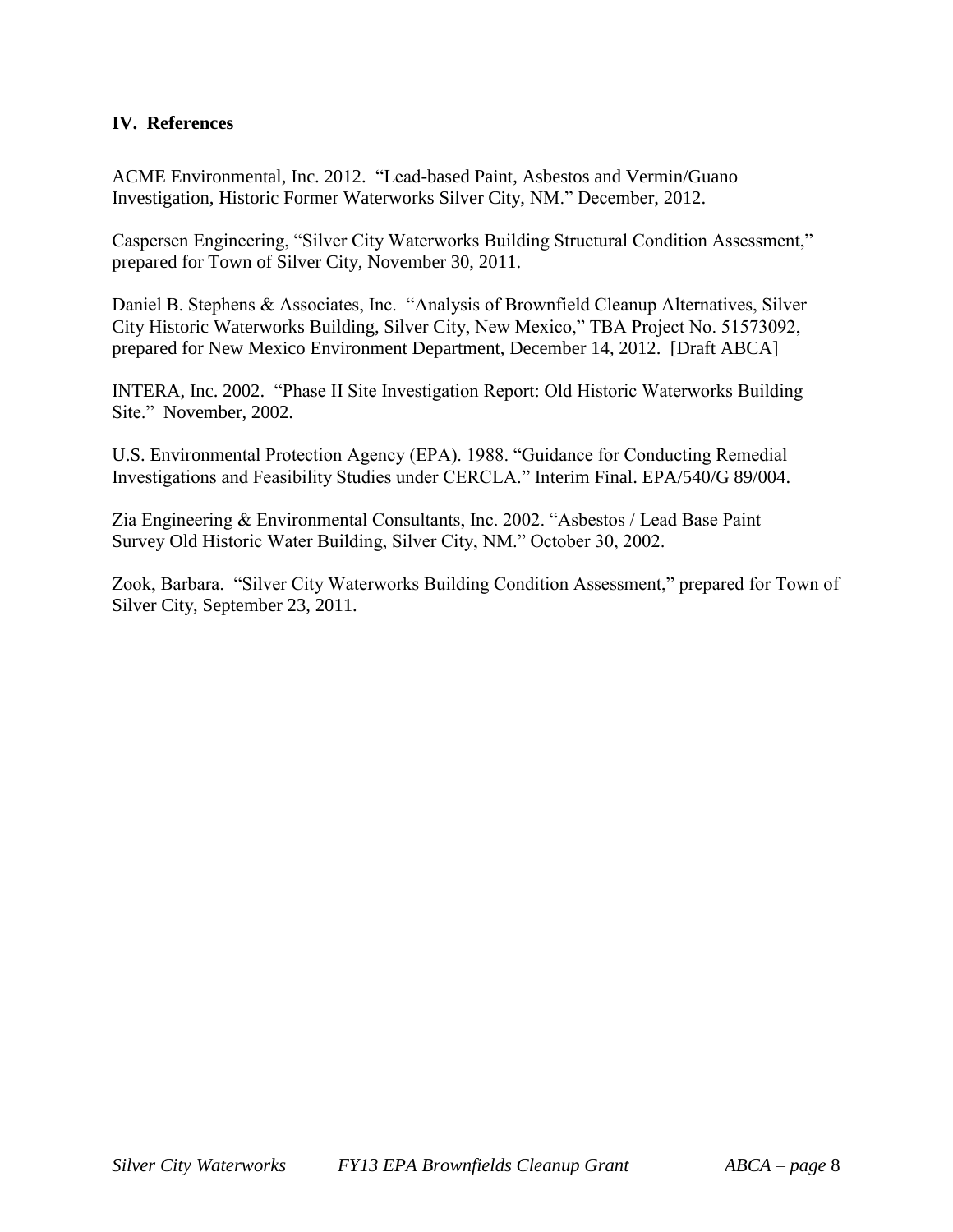## IV. References

ACME Environmental, Inc. 2012. "Lead-based Paint, Asbestos and Vermin/Guano Investigation, Historic Former Waterworks Silver City, NM." December, 2012.

Caspersen Engineering, "Silver City Waterworks Building Structural Condition Assessment," prepared for Town of Silver City, November 30, 2011.

Daniel B. Stephens & Associates, Inc. "Analysis of Brownfield Cleanup Alternatives, Silver City Historic Waterworks Building, Silver City, New Mexico," TBA Project No. 51573092, prepared for New Mexico Environment Department, December 14, 2012. [Draft ABCA]

INTERA, Inc. 2002. "Phase II Site Investigation Report: Old Historic Waterworks Building Site." November, 2002.

U.S. Environmental Protection Agency (EPA). 1988. "Guidance for Conducting Remedial Investigations and Feasibility Studies under CERCLA." Interim Final. EPA/540/G 89/004.

Zia Engineering & Environmental Consultants, Inc. 2002. "Asbestos / Lead Base Paint Survey Old Historic Water Building, Silver City, NM." October 30, 2002.

Zook, Barbara. "Silver City Waterworks Building Condition Assessment," prepared for Town of Silver City, September 23, 2011.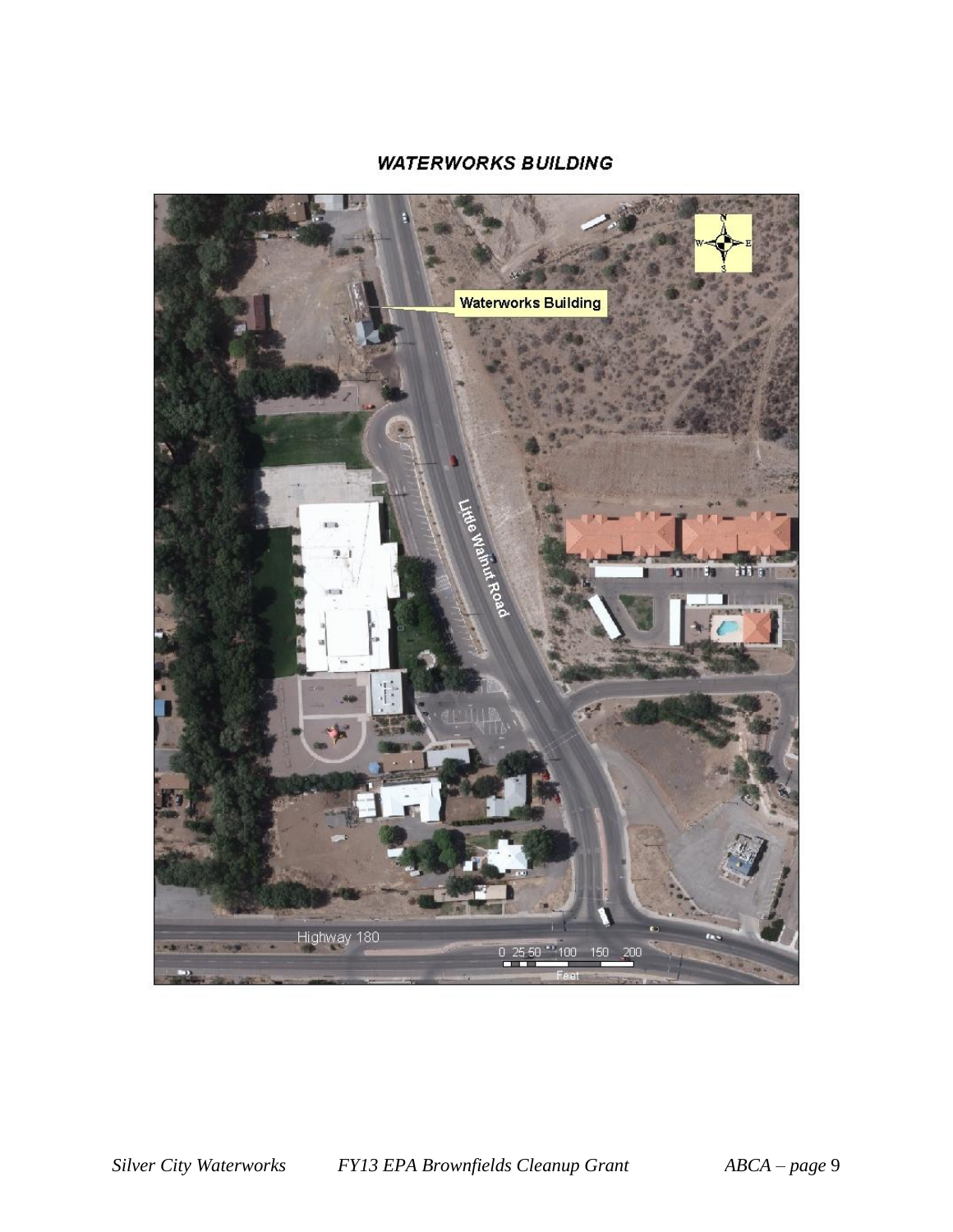**WATERWORKS BUILDING**

Waterworks Building

Little Walnut Road

Highway 180

0 25 50 100 150 200

Feet